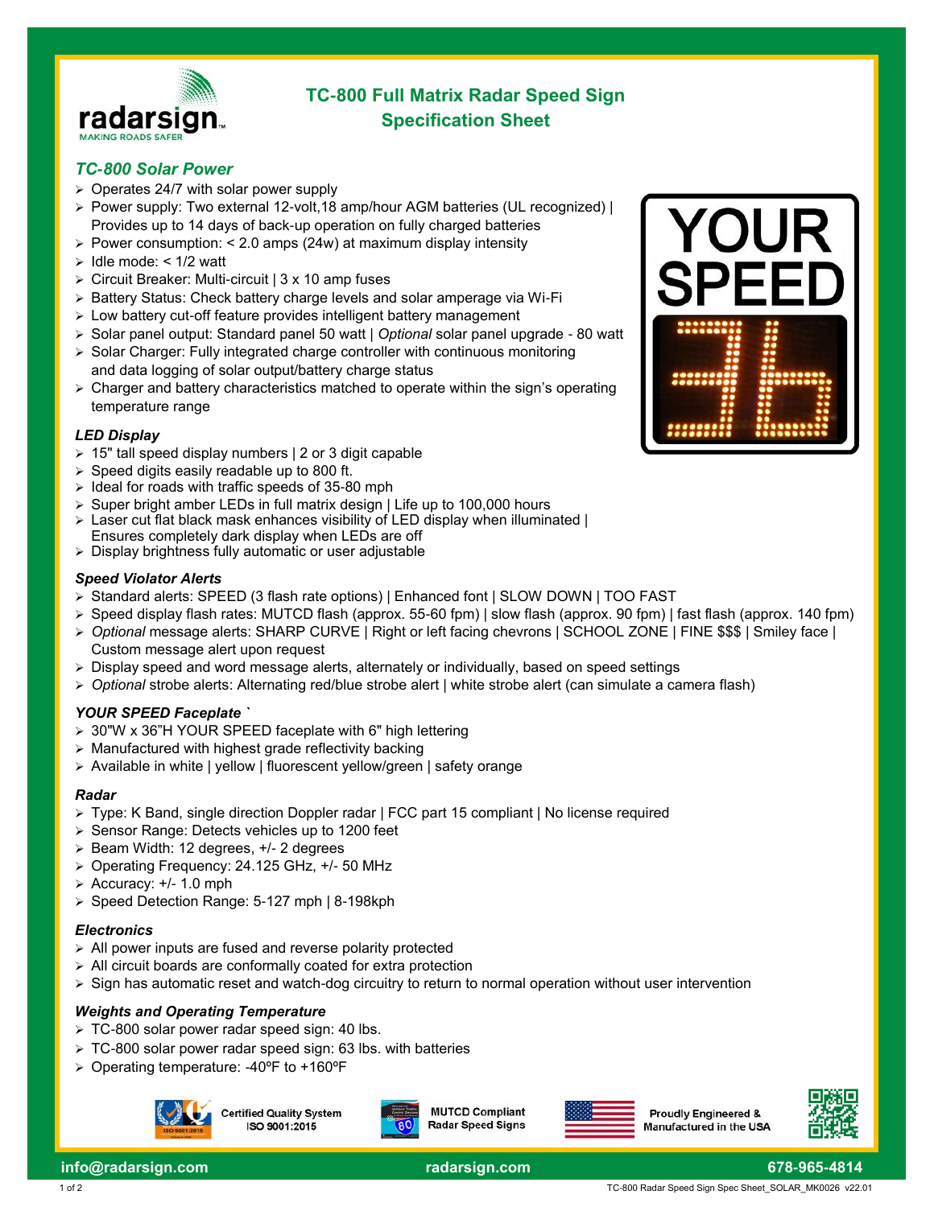# TC-800 Full Matrix Radar Speed Sign Specification Sheet

## *TC-800 Solar Power*

- Operates 24/7 with solar power supply
- Power supply: Two external 12-volt,18 amp/hour AGM batteries (UL recognized) | Provides up to 14 days of back-up operation on fully charged batteries
- Power consumption: < 2.0 amps (24w) at maximum display intensity
- Idle mode: < 1/2 watt
- Circuit Breaker: Multi-circuit | 3 x 10 amp fuses
- Battery Status: Check battery charge levels and solar amperage via Wi-Fi
- Low battery cut-off feature provides intelligent battery management
- Solar panel output: Standard panel 50 watt | *Optional* solar panel upgrade - 80 watt
- Solar Charger: Fully integrated charge controller with continuous monitoring and data logging of solar output/battery charge status
- Charger and battery characteristics matched to operate within the sign's operating temperature range

### *LED Display*

- 15" tall speed display numbers | 2 or 3 digit capable
- Speed digits easily readable up to 800 ft.
- Ideal for roads with traffic speeds of 35-80 mph
- Super bright amber LEDs in full matrix design | Life up to 100,000 hours
- Laser cut flat black mask enhances visibility of LED display when illuminated | Ensures completely dark display when LEDs are off
- Display brightness fully automatic or user adjustable

### *Speed Violator Alerts*

- Standard alerts: SPEED (3 flash rate options) | Enhanced font | SLOW DOWN | TOO FAST
- Speed display flash rates: MUTCD flash (approx. 55-60 fpm) | slow flash (approx. 90 fpm) | fast flash (approx. 140 fpm)
- *Optional* message alerts: SHARP CURVE | Right or left facing chevrons | SCHOOL ZONE | FINE $$$ | Smiley face | Custom message alert upon request
- Display speed and word message alerts, alternately or individually, based on speed settings
- *Optional* strobe alerts: Alternating red/blue strobe alert | white strobe alert (can simulate a camera flash)

### *YOUR SPEED Faceplate `*

- 30"W x 36"H YOUR SPEED faceplate with 6" high lettering
- Manufactured with highest grade reflectivity backing
- Available in white | yellow | fluorescent yellow/green | safety orange

### *Radar*

- Type: K Band, single direction Doppler radar | FCC part 15 compliant | No license required
- Sensor Range: Detects vehicles up to 1200 feet
- Beam Width: 12 degrees, +/- 2 degrees
- Operating Frequency: 24.125 GHz, +/- 50 MHz
- Accuracy: +/- 1.0 mph
- Speed Detection Range: 5-127 mph | 8-198kph

### *Electronics*

- All power inputs are fused and reverse polarity protected
- All circuit boards are conformally coated for extra protection
- Sign has automatic reset and watch-dog circuitry to return to normal operation without user intervention

### *Weights and Operating Temperature*

- TC-800 solar power radar speed sign: 40 lbs.
- TC-800 solar power radar speed sign: 63 lbs. with batteries
- Operating temperature: -40ºF to +160ºF

Certified Quality System ISO 9001:2015 | MUTCD Compliant Radar Speed Signs | Proudly Engineered & Manufactured in the USA

info@radarsign.com | radarsign.com | 678-965-4814

TC-800 Radar Speed Sign Spec Sheet_SOLAR_MK0026 v22.01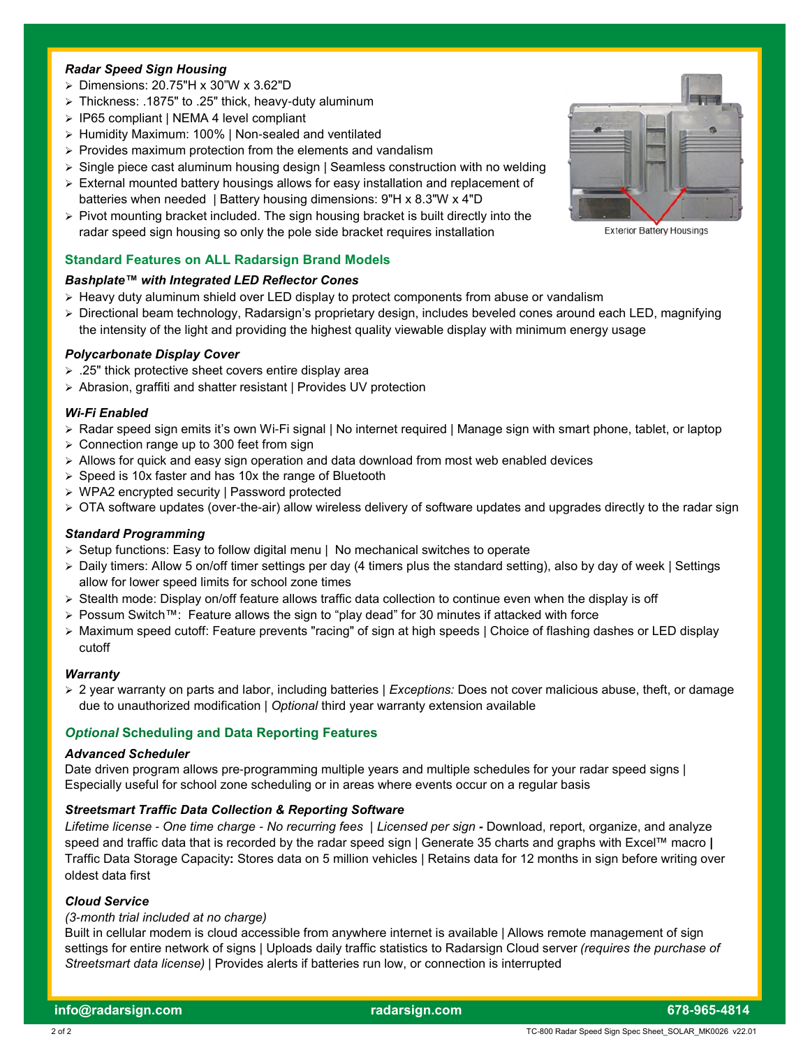### *Radar Speed Sign Housing*

- Dimensions: 20.75"H x 30"W x 3.62"D
- Thickness: .1875" to .25" thick, heavy-duty aluminum
- IP65 compliant | NEMA 4 level compliant
- Humidity Maximum: 100% | Non-sealed and ventilated
- Provides maximum protection from the elements and vandalism
- Single piece cast aluminum housing design | Seamless construction with no welding
- External mounted battery housings allows for easy installation and replacement of batteries when needed | Battery housing dimensions: 9"H x 8.3"W x 4"D
- Pivot mounting bracket included. The sign housing bracket is built directly into the radar speed sign housing so only the pole side bracket requires installation

Exterior Battery Housings

## Standard Features on ALL Radarsign Brand Models

### *Bashplate™ with Integrated LED Reflector Cones*

- Heavy duty aluminum shield over LED display to protect components from abuse or vandalism
- Directional beam technology, Radarsign's proprietary design, includes beveled cones around each LED, magnifying the intensity of the light and providing the highest quality viewable display with minimum energy usage

### *Polycarbonate Display Cover*

- .25" thick protective sheet covers entire display area
- Abrasion, graffiti and shatter resistant | Provides UV protection

### *Wi-Fi Enabled*

- Radar speed sign emits it's own Wi-Fi signal | No internet required | Manage sign with smart phone, tablet, or laptop
- Connection range up to 300 feet from sign
- Allows for quick and easy sign operation and data download from most web enabled devices
- Speed is 10x faster and has 10x the range of Bluetooth
- WPA2 encrypted security | Password protected
- OTA software updates (over-the-air) allow wireless delivery of software updates and upgrades directly to the radar sign

### *Standard Programming*

- Setup functions: Easy to follow digital menu | No mechanical switches to operate
- Daily timers: Allow 5 on/off timer settings per day (4 timers plus the standard setting), also by day of week | Settings allow for lower speed limits for school zone times
- Stealth mode: Display on/off feature allows traffic data collection to continue even when the display is off
- Possum Switch™: Feature allows the sign to "play dead" for 30 minutes if attacked with force
- Maximum speed cutoff: Feature prevents "racing" of sign at high speeds | Choice of flashing dashes or LED display cutoff

### *Warranty*

- 2 year warranty on parts and labor, including batteries | *Exceptions:* Does not cover malicious abuse, theft, or damage due to unauthorized modification | *Optional* third year warranty extension available

## *Optional* Scheduling and Data Reporting Features

### *Advanced Scheduler*

Date driven program allows pre-programming multiple years and multiple schedules for your radar speed signs | Especially useful for school zone scheduling or in areas where events occur on a regular basis

### *Streetsmart Traffic Data Collection & Reporting Software*

*Lifetime license - One time charge - No recurring fees* | *Licensed per sign* **-** Download, report, organize, and analyze speed and traffic data that is recorded by the radar speed sign | Generate 35 charts and graphs with Excel™ macro **|** Traffic Data Storage Capacity**:** Stores data on 5 million vehicles | Retains data for 12 months in sign before writing over oldest data first

### *Cloud Service*

*(3-month trial included at no charge)*

Built in cellular modem is cloud accessible from anywhere internet is available | Allows remote management of sign settings for entire network of signs | Uploads daily traffic statistics to Radarsign Cloud server *(requires the purchase of Streetsmart data license)* | Provides alerts if batteries run low, or connection is interrupted

**info@radarsign.com** **radarsign.com** **678-965-4814**

TC-800 Radar Speed Sign Spec Sheet_SOLAR_MK0026 v22.01